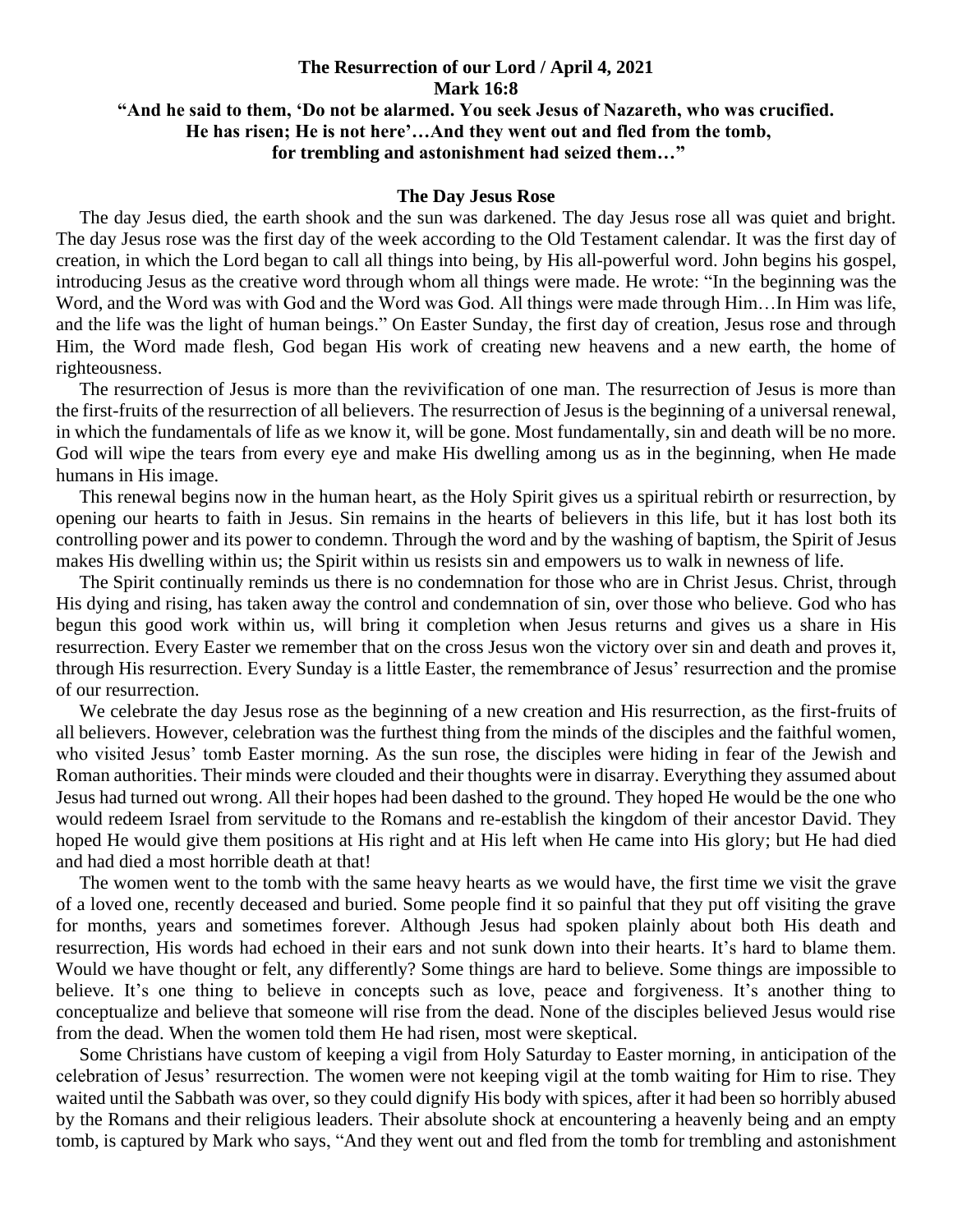**The Resurrection of our Lord / April 4, 2021**
**Mark 16:8**
**"And he said to them, 'Do not be alarmed. You seek Jesus of Nazareth, who was crucified. He has risen; He is not here'…And they went out and fled from the tomb, for trembling and astonishment had seized them…"**

## The Day Jesus Rose

The day Jesus died, the earth shook and the sun was darkened. The day Jesus rose all was quiet and bright. The day Jesus rose was the first day of the week according to the Old Testament calendar. It was the first day of creation, in which the Lord began to call all things into being, by His all-powerful word. John begins his gospel, introducing Jesus as the creative word through whom all things were made. He wrote: "In the beginning was the Word, and the Word was with God and the Word was God. All things were made through Him…In Him was life, and the life was the light of human beings." On Easter Sunday, the first day of creation, Jesus rose and through Him, the Word made flesh, God began His work of creating new heavens and a new earth, the home of righteousness.

The resurrection of Jesus is more than the revivification of one man. The resurrection of Jesus is more than the first-fruits of the resurrection of all believers. The resurrection of Jesus is the beginning of a universal renewal, in which the fundamentals of life as we know it, will be gone. Most fundamentally, sin and death will be no more. God will wipe the tears from every eye and make His dwelling among us as in the beginning, when He made humans in His image.

This renewal begins now in the human heart, as the Holy Spirit gives us a spiritual rebirth or resurrection, by opening our hearts to faith in Jesus. Sin remains in the hearts of believers in this life, but it has lost both its controlling power and its power to condemn. Through the word and by the washing of baptism, the Spirit of Jesus makes His dwelling within us; the Spirit within us resists sin and empowers us to walk in newness of life.

The Spirit continually reminds us there is no condemnation for those who are in Christ Jesus. Christ, through His dying and rising, has taken away the control and condemnation of sin, over those who believe. God who has begun this good work within us, will bring it completion when Jesus returns and gives us a share in His resurrection. Every Easter we remember that on the cross Jesus won the victory over sin and death and proves it, through His resurrection. Every Sunday is a little Easter, the remembrance of Jesus' resurrection and the promise of our resurrection.

We celebrate the day Jesus rose as the beginning of a new creation and His resurrection, as the first-fruits of all believers. However, celebration was the furthest thing from the minds of the disciples and the faithful women, who visited Jesus' tomb Easter morning. As the sun rose, the disciples were hiding in fear of the Jewish and Roman authorities. Their minds were clouded and their thoughts were in disarray. Everything they assumed about Jesus had turned out wrong. All their hopes had been dashed to the ground. They hoped He would be the one who would redeem Israel from servitude to the Romans and re-establish the kingdom of their ancestor David. They hoped He would give them positions at His right and at His left when He came into His glory; but He had died and had died a most horrible death at that!

The women went to the tomb with the same heavy hearts as we would have, the first time we visit the grave of a loved one, recently deceased and buried. Some people find it so painful that they put off visiting the grave for months, years and sometimes forever. Although Jesus had spoken plainly about both His death and resurrection, His words had echoed in their ears and not sunk down into their hearts. It's hard to blame them. Would we have thought or felt, any differently? Some things are hard to believe. Some things are impossible to believe. It's one thing to believe in concepts such as love, peace and forgiveness. It's another thing to conceptualize and believe that someone will rise from the dead. None of the disciples believed Jesus would rise from the dead. When the women told them He had risen, most were skeptical.

Some Christians have custom of keeping a vigil from Holy Saturday to Easter morning, in anticipation of the celebration of Jesus' resurrection. The women were not keeping vigil at the tomb waiting for Him to rise. They waited until the Sabbath was over, so they could dignify His body with spices, after it had been so horribly abused by the Romans and their religious leaders. Their absolute shock at encountering a heavenly being and an empty tomb, is captured by Mark who says, "And they went out and fled from the tomb for trembling and astonishment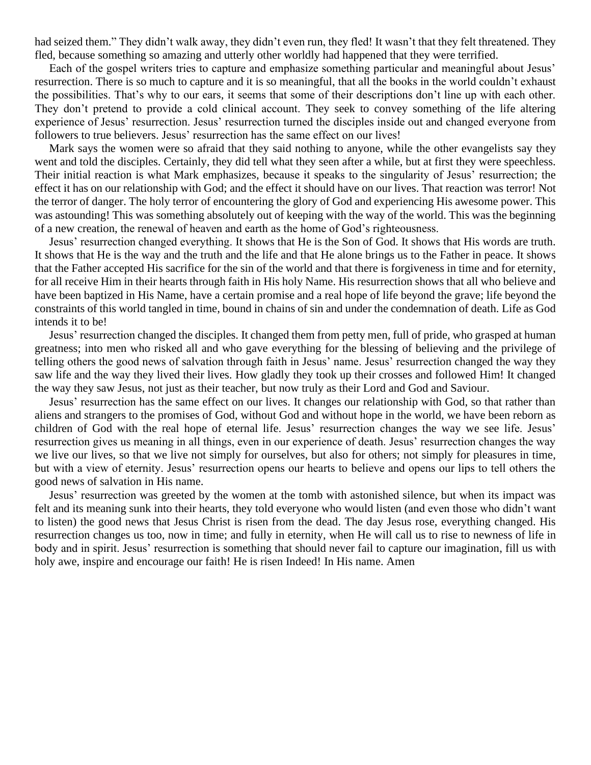had seized them." They didn't walk away, they didn't even run, they fled! It wasn't that they felt threatened. They fled, because something so amazing and utterly other worldly had happened that they were terrified.

Each of the gospel writers tries to capture and emphasize something particular and meaningful about Jesus' resurrection. There is so much to capture and it is so meaningful, that all the books in the world couldn't exhaust the possibilities. That's why to our ears, it seems that some of their descriptions don't line up with each other. They don't pretend to provide a cold clinical account. They seek to convey something of the life altering experience of Jesus' resurrection. Jesus' resurrection turned the disciples inside out and changed everyone from followers to true believers. Jesus' resurrection has the same effect on our lives!

Mark says the women were so afraid that they said nothing to anyone, while the other evangelists say they went and told the disciples. Certainly, they did tell what they seen after a while, but at first they were speechless. Their initial reaction is what Mark emphasizes, because it speaks to the singularity of Jesus' resurrection; the effect it has on our relationship with God; and the effect it should have on our lives. That reaction was terror! Not the terror of danger. The holy terror of encountering the glory of God and experiencing His awesome power. This was astounding! This was something absolutely out of keeping with the way of the world. This was the beginning of a new creation, the renewal of heaven and earth as the home of God's righteousness.

Jesus' resurrection changed everything. It shows that He is the Son of God. It shows that His words are truth. It shows that He is the way and the truth and the life and that He alone brings us to the Father in peace. It shows that the Father accepted His sacrifice for the sin of the world and that there is forgiveness in time and for eternity, for all receive Him in their hearts through faith in His holy Name. His resurrection shows that all who believe and have been baptized in His Name, have a certain promise and a real hope of life beyond the grave; life beyond the constraints of this world tangled in time, bound in chains of sin and under the condemnation of death. Life as God intends it to be!

Jesus' resurrection changed the disciples. It changed them from petty men, full of pride, who grasped at human greatness; into men who risked all and who gave everything for the blessing of believing and the privilege of telling others the good news of salvation through faith in Jesus' name. Jesus' resurrection changed the way they saw life and the way they lived their lives. How gladly they took up their crosses and followed Him! It changed the way they saw Jesus, not just as their teacher, but now truly as their Lord and God and Saviour.

Jesus' resurrection has the same effect on our lives. It changes our relationship with God, so that rather than aliens and strangers to the promises of God, without God and without hope in the world, we have been reborn as children of God with the real hope of eternal life. Jesus' resurrection changes the way we see life. Jesus' resurrection gives us meaning in all things, even in our experience of death. Jesus' resurrection changes the way we live our lives, so that we live not simply for ourselves, but also for others; not simply for pleasures in time, but with a view of eternity. Jesus' resurrection opens our hearts to believe and opens our lips to tell others the good news of salvation in His name.

Jesus' resurrection was greeted by the women at the tomb with astonished silence, but when its impact was felt and its meaning sunk into their hearts, they told everyone who would listen (and even those who didn't want to listen) the good news that Jesus Christ is risen from the dead. The day Jesus rose, everything changed. His resurrection changes us too, now in time; and fully in eternity, when He will call us to rise to newness of life in body and in spirit. Jesus' resurrection is something that should never fail to capture our imagination, fill us with holy awe, inspire and encourage our faith! He is risen Indeed! In His name. Amen